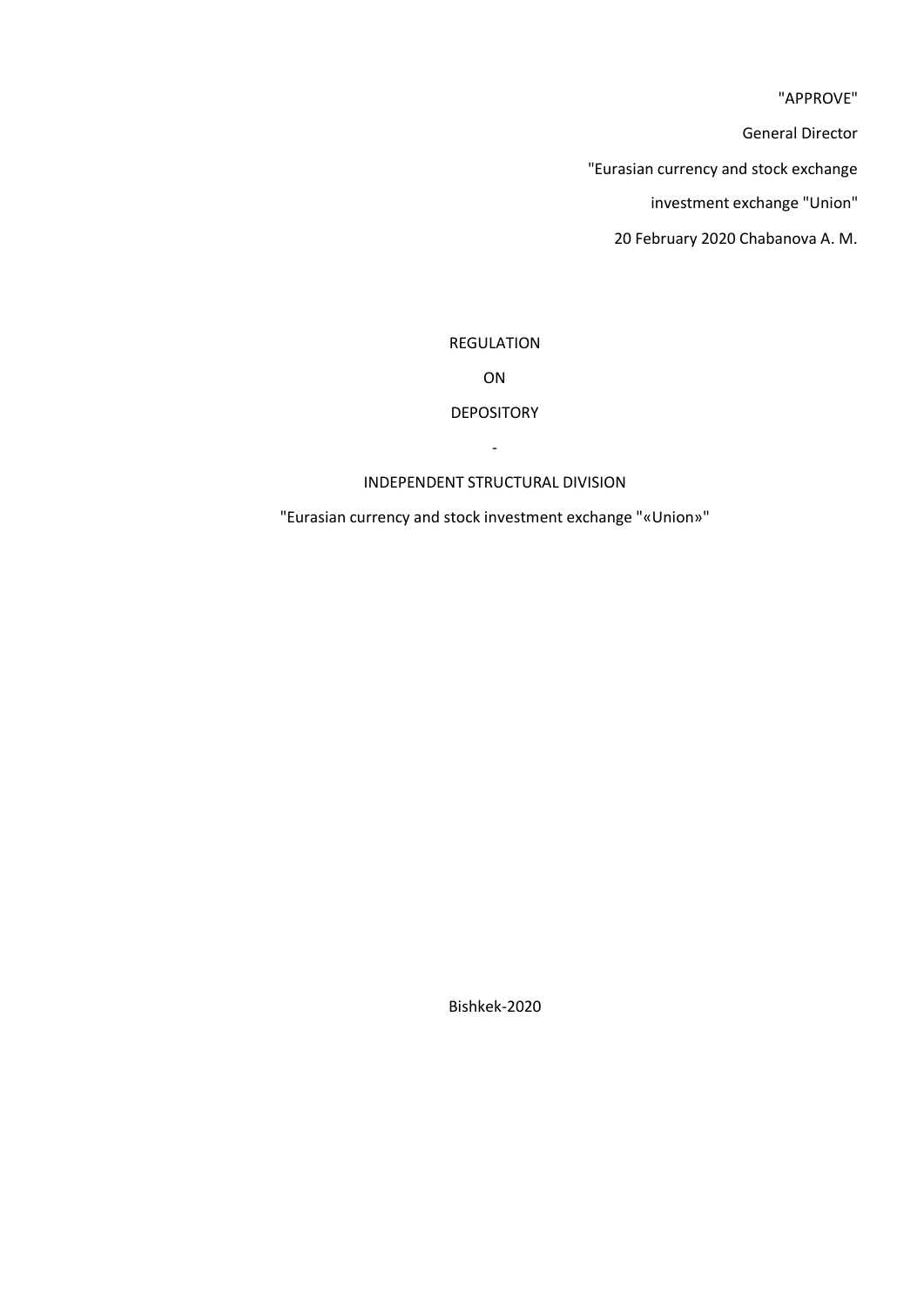"APPROVE"

General Director

"Eurasian currency and stock exchange

investment exchange "Union"

20 February 2020 Chabanova A. M.

# REGULATION

# ON

# DEPOSITORY

-

# INDEPENDENT STRUCTURAL DIVISION

"Eurasian currency and stock investment exchange "«Union»"

Bishkek-2020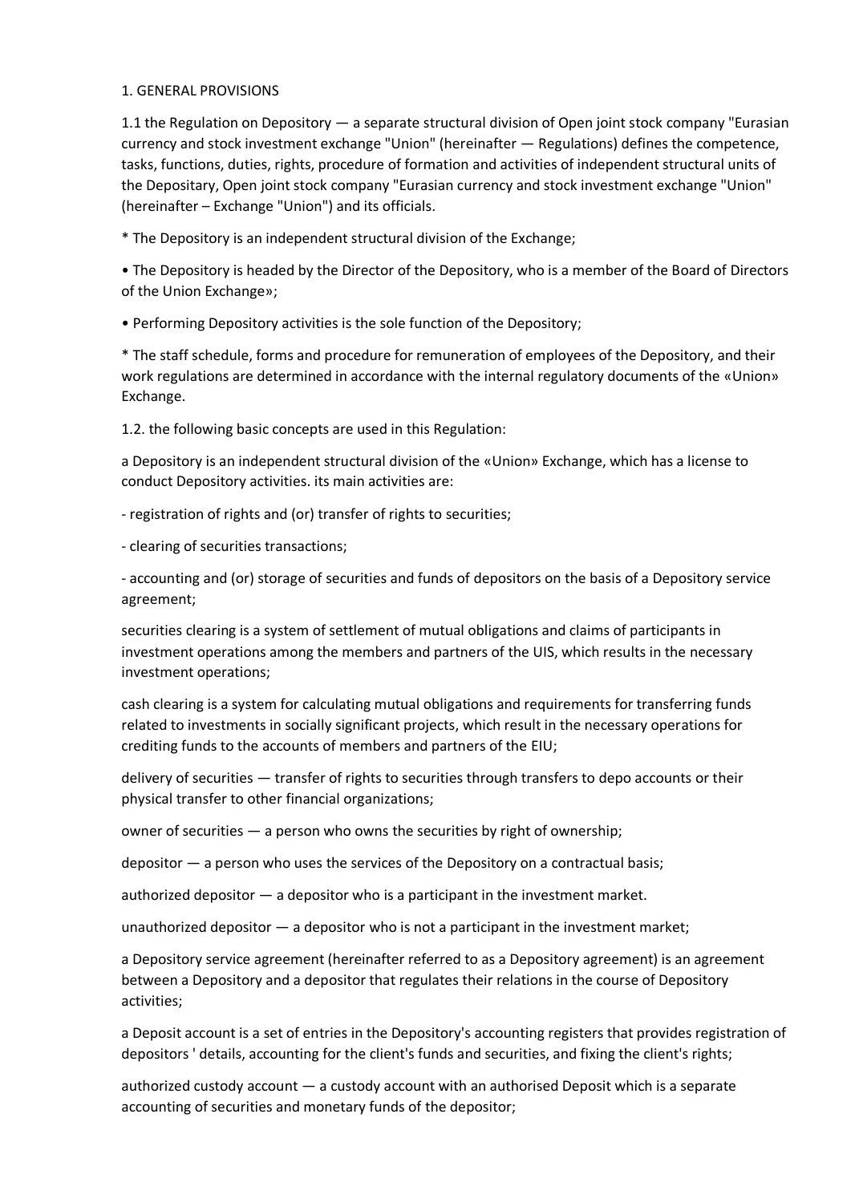1. GENERAL PROVISIONS

1.1 the Regulation on Depository — a separate structural division of Open joint stock company "Eurasian currency and stock investment exchange "Union" (hereinafter — Regulations) defines the competence, tasks, functions, duties, rights, procedure of formation and activities of independent structural units of the Depositary, Open joint stock company "Eurasian currency and stock investment exchange "Union" (hereinafter – Exchange "Union") and its officials.

* The Depository is an independent structural division of the Exchange;

• The Depository is headed by the Director of the Depository, who is a member of the Board of Directors of the Union Exchange»;

• Performing Depository activities is the sole function of the Depository;

* The staff schedule, forms and procedure for remuneration of employees of the Depository, and their work regulations are determined in accordance with the internal regulatory documents of the «Union» Exchange.

1.2. the following basic concepts are used in this Regulation:

a Depository is an independent structural division of the «Union» Exchange, which has a license to conduct Depository activities. its main activities are:

- registration of rights and (or) transfer of rights to securities;
- clearing of securities transactions;
- accounting and (or) storage of securities and funds of depositors on the basis of a Depository service agreement;

securities clearing is a system of settlement of mutual obligations and claims of participants in investment operations among the members and partners of the UIS, which results in the necessary investment operations;

cash clearing is a system for calculating mutual obligations and requirements for transferring funds related to investments in socially significant projects, which result in the necessary operations for crediting funds to the accounts of members and partners of the EIU;

delivery of securities — transfer of rights to securities through transfers to depo accounts or their physical transfer to other financial organizations;

owner of securities — a person who owns the securities by right of ownership;

depositor — a person who uses the services of the Depository on a contractual basis;

authorized depositor — a depositor who is a participant in the investment market.

unauthorized depositor — a depositor who is not a participant in the investment market;

a Depository service agreement (hereinafter referred to as a Depository agreement) is an agreement between a Depository and a depositor that regulates their relations in the course of Depository activities;

a Deposit account is a set of entries in the Depository's accounting registers that provides registration of depositors ' details, accounting for the client's funds and securities, and fixing the client's rights;

authorized custody account — a custody account with an authorised Deposit which is a separate accounting of securities and monetary funds of the depositor;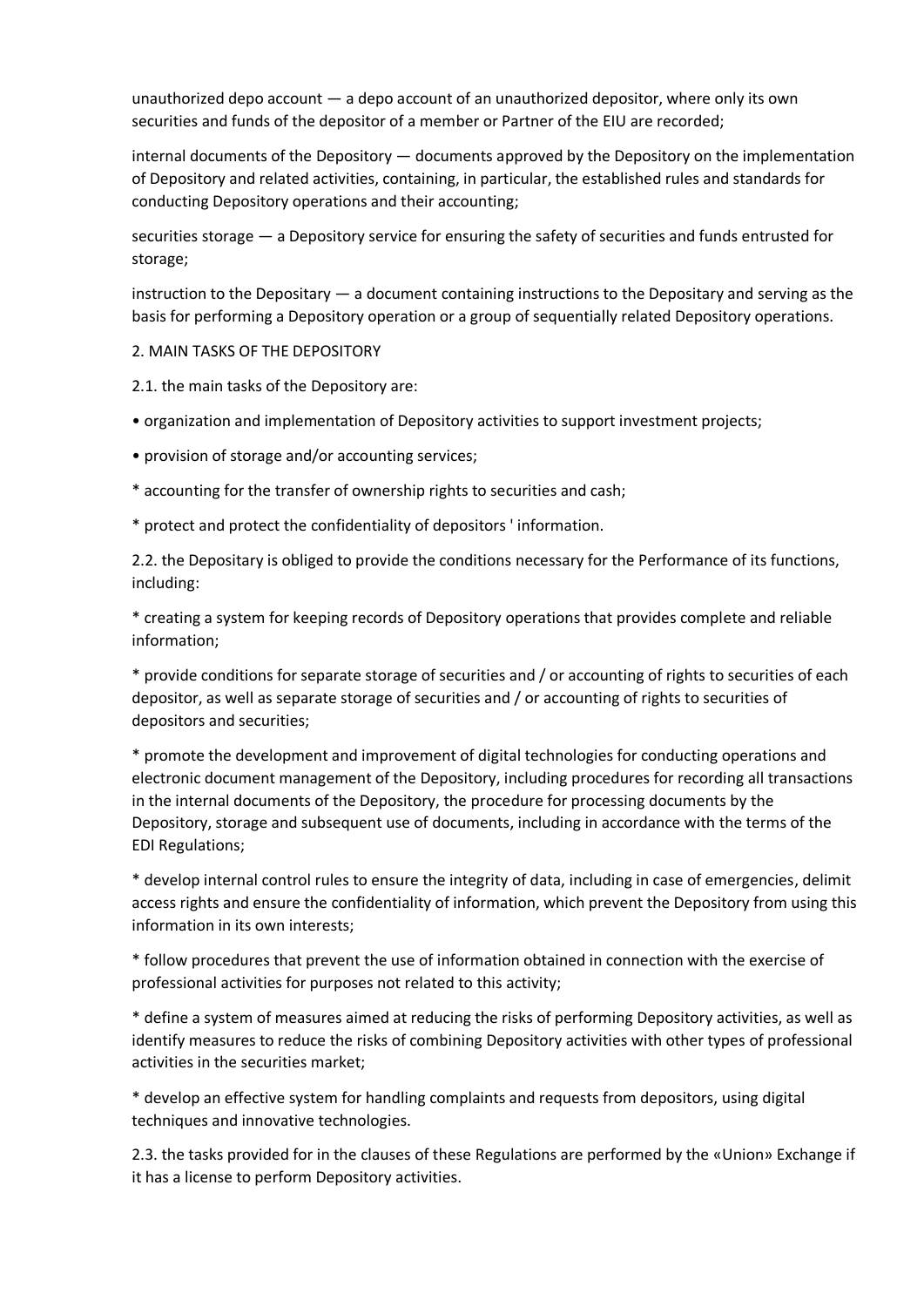unauthorized depo account — a depo account of an unauthorized depositor, where only its own securities and funds of the depositor of a member or Partner of the EIU are recorded;

internal documents of the Depository — documents approved by the Depository on the implementation of Depository and related activities, containing, in particular, the established rules and standards for conducting Depository operations and their accounting;

securities storage — a Depository service for ensuring the safety of securities and funds entrusted for storage;

instruction to the Depositary — a document containing instructions to the Depositary and serving as the basis for performing a Depository operation or a group of sequentially related Depository operations.

## 2. MAIN TASKS OF THE DEPOSITORY

2.1. the main tasks of the Depository are:

• organization and implementation of Depository activities to support investment projects;

• provision of storage and/or accounting services;

* accounting for the transfer of ownership rights to securities and cash;

* protect and protect the confidentiality of depositors ' information.

2.2. the Depositary is obliged to provide the conditions necessary for the Performance of its functions, including:

* creating a system for keeping records of Depository operations that provides complete and reliable information;

* provide conditions for separate storage of securities and / or accounting of rights to securities of each depositor, as well as separate storage of securities and / or accounting of rights to securities of depositors and securities;

* promote the development and improvement of digital technologies for conducting operations and electronic document management of the Depository, including procedures for recording all transactions in the internal documents of the Depository, the procedure for processing documents by the Depository, storage and subsequent use of documents, including in accordance with the terms of the EDI Regulations;

* develop internal control rules to ensure the integrity of data, including in case of emergencies, delimit access rights and ensure the confidentiality of information, which prevent the Depository from using this information in its own interests;

* follow procedures that prevent the use of information obtained in connection with the exercise of professional activities for purposes not related to this activity;

* define a system of measures aimed at reducing the risks of performing Depository activities, as well as identify measures to reduce the risks of combining Depository activities with other types of professional activities in the securities market;

* develop an effective system for handling complaints and requests from depositors, using digital techniques and innovative technologies.

2.3. the tasks provided for in the clauses of these Regulations are performed by the «Union» Exchange if it has a license to perform Depository activities.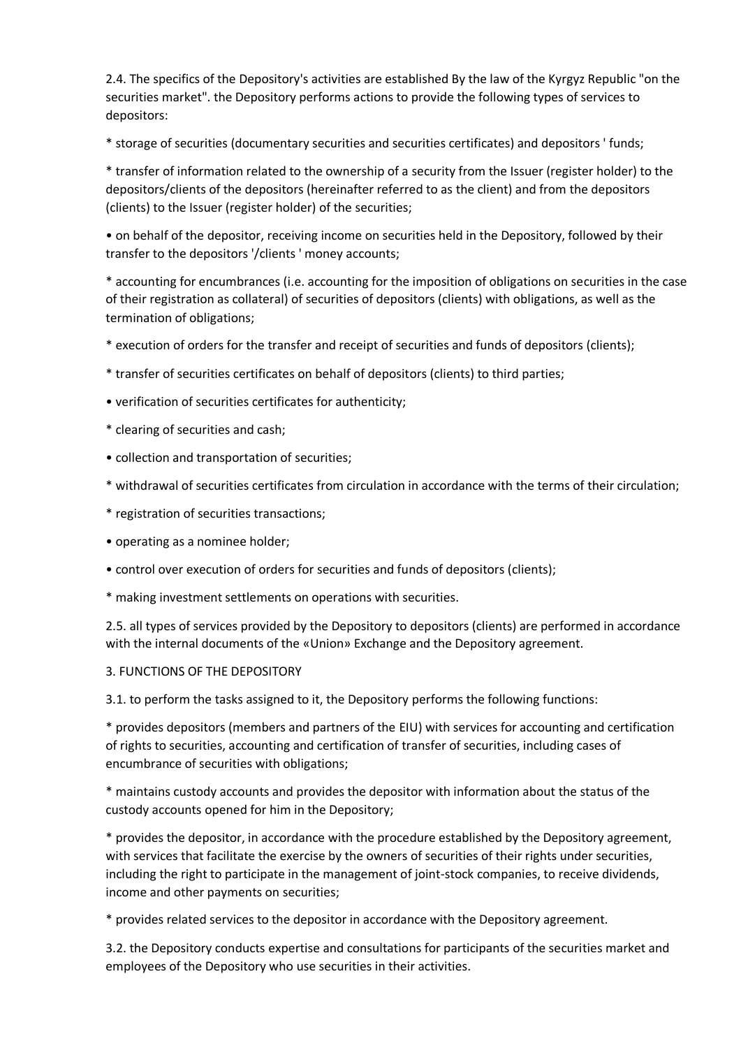2.4. The specifics of the Depository's activities are established By the law of the Kyrgyz Republic "on the securities market". the Depository performs actions to provide the following types of services to depositors:

* storage of securities (documentary securities and securities certificates) and depositors ' funds;
* transfer of information related to the ownership of a security from the Issuer (register holder) to the depositors/clients of the depositors (hereinafter referred to as the client) and from the depositors (clients) to the Issuer (register holder) of the securities;
* on behalf of the depositor, receiving income on securities held in the Depository, followed by their transfer to the depositors '/clients ' money accounts;
* accounting for encumbrances (i.e. accounting for the imposition of obligations on securities in the case of their registration as collateral) of securities of depositors (clients) with obligations, as well as the termination of obligations;
* execution of orders for the transfer and receipt of securities and funds of depositors (clients);
* transfer of securities certificates on behalf of depositors (clients) to third parties;
* verification of securities certificates for authenticity;
* clearing of securities and cash;
* collection and transportation of securities;
* withdrawal of securities certificates from circulation in accordance with the terms of their circulation;
* registration of securities transactions;
* operating as a nominee holder;
* control over execution of orders for securities and funds of depositors (clients);
* making investment settlements on operations with securities.

2.5. all types of services provided by the Depository to depositors (clients) are performed in accordance with the internal documents of the «Union» Exchange and the Depository agreement.

3. FUNCTIONS OF THE DEPOSITORY

3.1. to perform the tasks assigned to it, the Depository performs the following functions:

* provides depositors (members and partners of the EIU) with services for accounting and certification of rights to securities, accounting and certification of transfer of securities, including cases of encumbrance of securities with obligations;
* maintains custody accounts and provides the depositor with information about the status of the custody accounts opened for him in the Depository;
* provides the depositor, in accordance with the procedure established by the Depository agreement, with services that facilitate the exercise by the owners of securities of their rights under securities, including the right to participate in the management of joint-stock companies, to receive dividends, income and other payments on securities;
* provides related services to the depositor in accordance with the Depository agreement.

3.2. the Depository conducts expertise and consultations for participants of the securities market and employees of the Depository who use securities in their activities.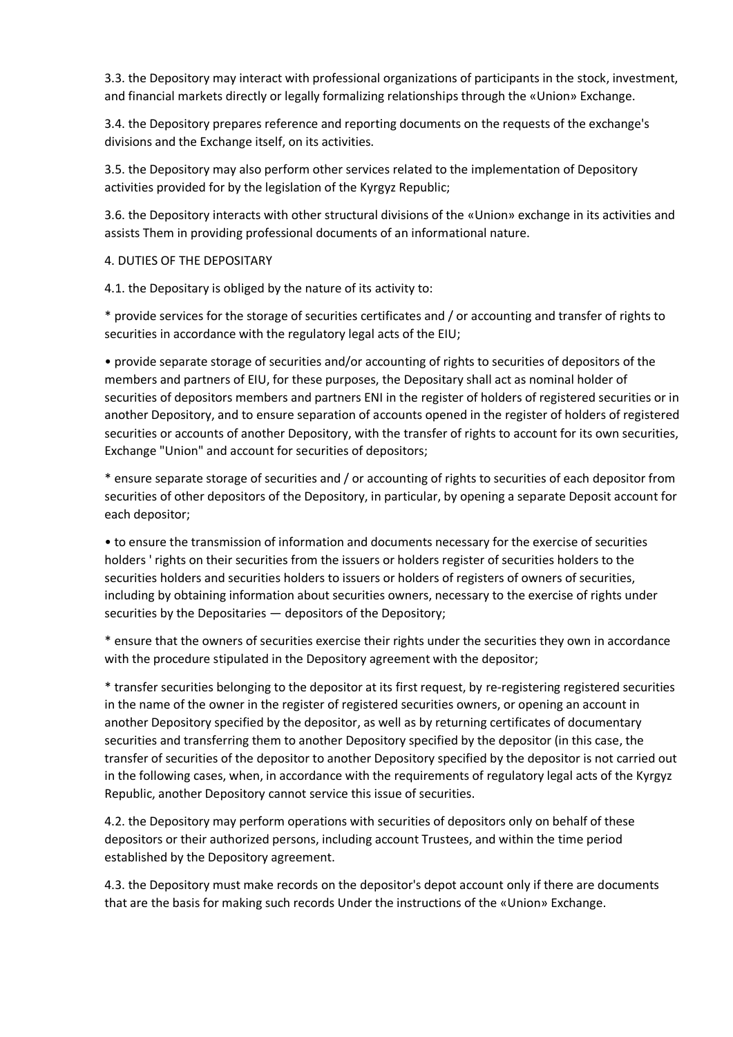3.3. the Depository may interact with professional organizations of participants in the stock, investment, and financial markets directly or legally formalizing relationships through the «Union» Exchange.

3.4. the Depository prepares reference and reporting documents on the requests of the exchange's divisions and the Exchange itself, on its activities.

3.5. the Depository may also perform other services related to the implementation of Depository activities provided for by the legislation of the Kyrgyz Republic;

3.6. the Depository interacts with other structural divisions of the «Union» exchange in its activities and assists Them in providing professional documents of an informational nature.

## 4. DUTIES OF THE DEPOSITARY

4.1. the Depositary is obliged by the nature of its activity to:

* provide services for the storage of securities certificates and / or accounting and transfer of rights to securities in accordance with the regulatory legal acts of the EIU;

• provide separate storage of securities and/or accounting of rights to securities of depositors of the members and partners of EIU, for these purposes, the Depositary shall act as nominal holder of securities of depositors members and partners ENI in the register of holders of registered securities or in another Depository, and to ensure separation of accounts opened in the register of holders of registered securities or accounts of another Depository, with the transfer of rights to account for its own securities, Exchange "Union" and account for securities of depositors;

* ensure separate storage of securities and / or accounting of rights to securities of each depositor from securities of other depositors of the Depository, in particular, by opening a separate Deposit account for each depositor;

• to ensure the transmission of information and documents necessary for the exercise of securities holders ' rights on their securities from the issuers or holders register of securities holders to the securities holders and securities holders to issuers or holders of registers of owners of securities, including by obtaining information about securities owners, necessary to the exercise of rights under securities by the Depositaries — depositors of the Depository;

* ensure that the owners of securities exercise their rights under the securities they own in accordance with the procedure stipulated in the Depository agreement with the depositor;

* transfer securities belonging to the depositor at its first request, by re-registering registered securities in the name of the owner in the register of registered securities owners, or opening an account in another Depository specified by the depositor, as well as by returning certificates of documentary securities and transferring them to another Depository specified by the depositor (in this case, the transfer of securities of the depositor to another Depository specified by the depositor is not carried out in the following cases, when, in accordance with the requirements of regulatory legal acts of the Kyrgyz Republic, another Depository cannot service this issue of securities.

4.2. the Depository may perform operations with securities of depositors only on behalf of these depositors or their authorized persons, including account Trustees, and within the time period established by the Depository agreement.

4.3. the Depository must make records on the depositor's depot account only if there are documents that are the basis for making such records Under the instructions of the «Union» Exchange.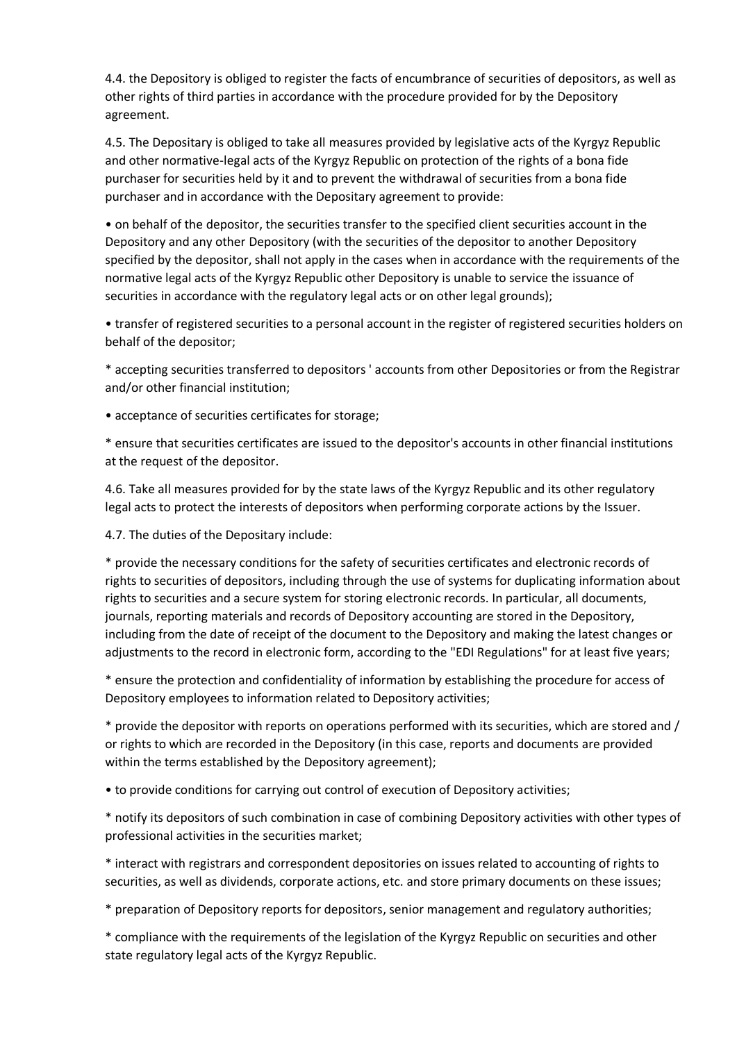4.4. the Depository is obliged to register the facts of encumbrance of securities of depositors, as well as other rights of third parties in accordance with the procedure provided for by the Depository agreement.

4.5. The Depositary is obliged to take all measures provided by legislative acts of the Kyrgyz Republic and other normative-legal acts of the Kyrgyz Republic on protection of the rights of a bona fide purchaser for securities held by it and to prevent the withdrawal of securities from a bona fide purchaser and in accordance with the Depositary agreement to provide:

• on behalf of the depositor, the securities transfer to the specified client securities account in the Depository and any other Depository (with the securities of the depositor to another Depository specified by the depositor, shall not apply in the cases when in accordance with the requirements of the normative legal acts of the Kyrgyz Republic other Depository is unable to service the issuance of securities in accordance with the regulatory legal acts or on other legal grounds);

• transfer of registered securities to a personal account in the register of registered securities holders on behalf of the depositor;

* accepting securities transferred to depositors ' accounts from other Depositories or from the Registrar and/or other financial institution;

• acceptance of securities certificates for storage;

* ensure that securities certificates are issued to the depositor's accounts in other financial institutions at the request of the depositor.

4.6. Take all measures provided for by the state laws of the Kyrgyz Republic and its other regulatory legal acts to protect the interests of depositors when performing corporate actions by the Issuer.

4.7. The duties of the Depositary include:

* provide the necessary conditions for the safety of securities certificates and electronic records of rights to securities of depositors, including through the use of systems for duplicating information about rights to securities and a secure system for storing electronic records. In particular, all documents, journals, reporting materials and records of Depository accounting are stored in the Depository, including from the date of receipt of the document to the Depository and making the latest changes or adjustments to the record in electronic form, according to the "EDI Regulations" for at least five years;

* ensure the protection and confidentiality of information by establishing the procedure for access of Depository employees to information related to Depository activities;

* provide the depositor with reports on operations performed with its securities, which are stored and / or rights to which are recorded in the Depository (in this case, reports and documents are provided within the terms established by the Depository agreement);

• to provide conditions for carrying out control of execution of Depository activities;

* notify its depositors of such combination in case of combining Depository activities with other types of professional activities in the securities market;

* interact with registrars and correspondent depositories on issues related to accounting of rights to securities, as well as dividends, corporate actions, etc. and store primary documents on these issues;

* preparation of Depository reports for depositors, senior management and regulatory authorities;

* compliance with the requirements of the legislation of the Kyrgyz Republic on securities and other state regulatory legal acts of the Kyrgyz Republic.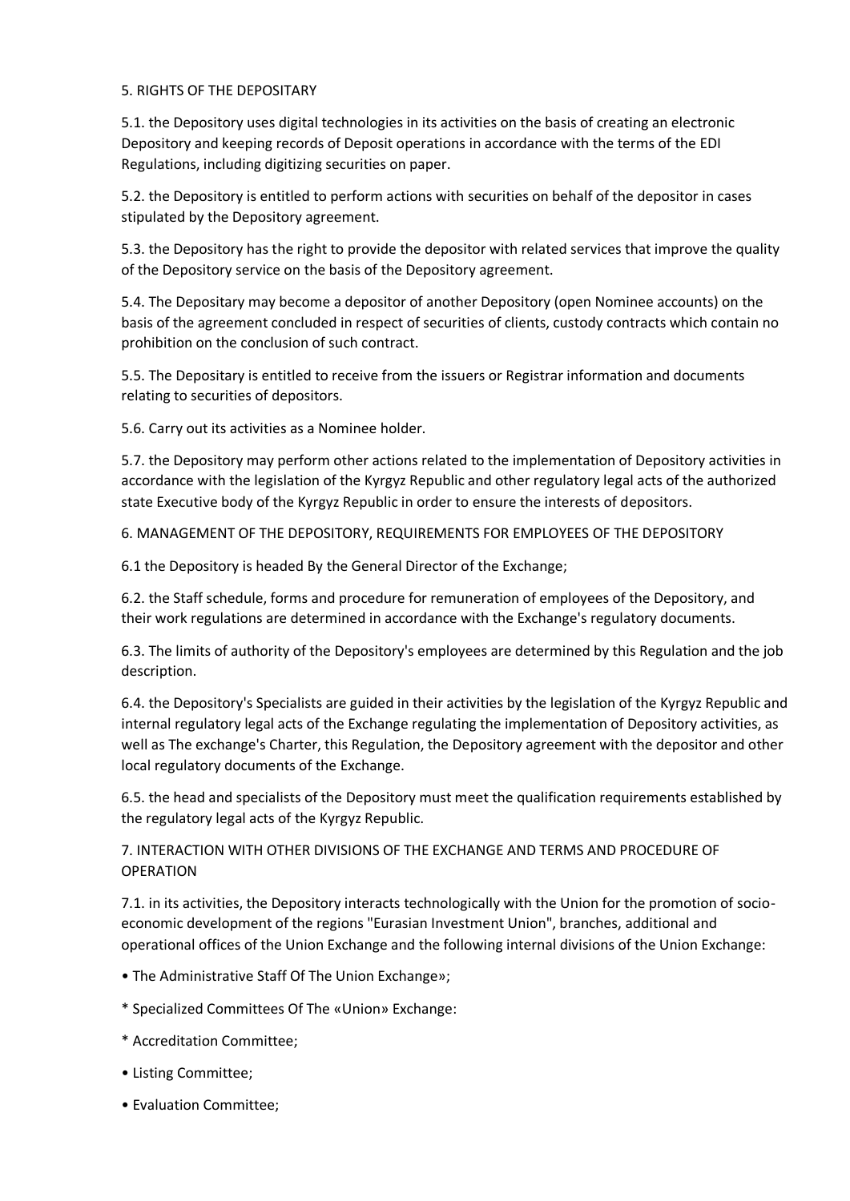## 5. RIGHTS OF THE DEPOSITARY

5.1. the Depository uses digital technologies in its activities on the basis of creating an electronic Depository and keeping records of Deposit operations in accordance with the terms of the EDI Regulations, including digitizing securities on paper.

5.2. the Depository is entitled to perform actions with securities on behalf of the depositor in cases stipulated by the Depository agreement.

5.3. the Depository has the right to provide the depositor with related services that improve the quality of the Depository service on the basis of the Depository agreement.

5.4. The Depositary may become a depositor of another Depository (open Nominee accounts) on the basis of the agreement concluded in respect of securities of clients, custody contracts which contain no prohibition on the conclusion of such contract.

5.5. The Depositary is entitled to receive from the issuers or Registrar information and documents relating to securities of depositors.

5.6. Carry out its activities as a Nominee holder.

5.7. the Depository may perform other actions related to the implementation of Depository activities in accordance with the legislation of the Kyrgyz Republic and other regulatory legal acts of the authorized state Executive body of the Kyrgyz Republic in order to ensure the interests of depositors.

## 6. MANAGEMENT OF THE DEPOSITORY, REQUIREMENTS FOR EMPLOYEES OF THE DEPOSITORY

6.1 the Depository is headed By the General Director of the Exchange;

6.2. the Staff schedule, forms and procedure for remuneration of employees of the Depository, and their work regulations are determined in accordance with the Exchange's regulatory documents.

6.3. The limits of authority of the Depository's employees are determined by this Regulation and the job description.

6.4. the Depository's Specialists are guided in their activities by the legislation of the Kyrgyz Republic and internal regulatory legal acts of the Exchange regulating the implementation of Depository activities, as well as The exchange's Charter, this Regulation, the Depository agreement with the depositor and other local regulatory documents of the Exchange.

6.5. the head and specialists of the Depository must meet the qualification requirements established by the regulatory legal acts of the Kyrgyz Republic.

## 7. INTERACTION WITH OTHER DIVISIONS OF THE EXCHANGE AND TERMS AND PROCEDURE OF OPERATION

7.1. in its activities, the Depository interacts technologically with the Union for the promotion of socio-economic development of the regions "Eurasian Investment Union", branches, additional and operational offices of the Union Exchange and the following internal divisions of the Union Exchange:

- The Administrative Staff Of The Union Exchange»;
- Specialized Committees Of The «Union» Exchange:
- Accreditation Committee;
- Listing Committee;
- Evaluation Committee;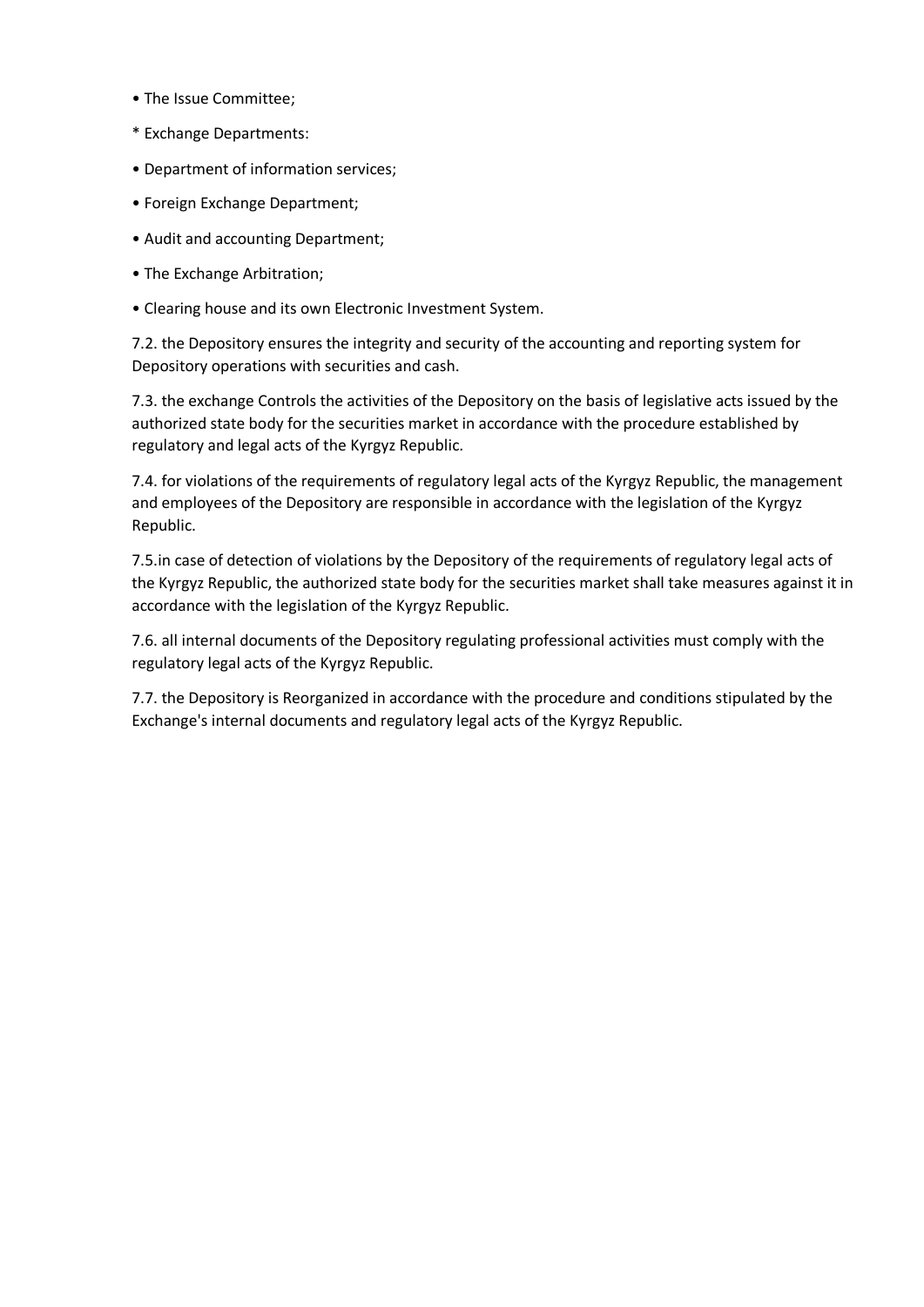- The Issue Committee;

* Exchange Departments:

- Department of information services;
- Foreign Exchange Department;
- Audit and accounting Department;
- The Exchange Arbitration;
- Clearing house and its own Electronic Investment System.

7.2. the Depository ensures the integrity and security of the accounting and reporting system for Depository operations with securities and cash.

7.3. the exchange Controls the activities of the Depository on the basis of legislative acts issued by the authorized state body for the securities market in accordance with the procedure established by regulatory and legal acts of the Kyrgyz Republic.

7.4. for violations of the requirements of regulatory legal acts of the Kyrgyz Republic, the management and employees of the Depository are responsible in accordance with the legislation of the Kyrgyz Republic.

7.5.in case of detection of violations by the Depository of the requirements of regulatory legal acts of the Kyrgyz Republic, the authorized state body for the securities market shall take measures against it in accordance with the legislation of the Kyrgyz Republic.

7.6. all internal documents of the Depository regulating professional activities must comply with the regulatory legal acts of the Kyrgyz Republic.

7.7. the Depository is Reorganized in accordance with the procedure and conditions stipulated by the Exchange's internal documents and regulatory legal acts of the Kyrgyz Republic.